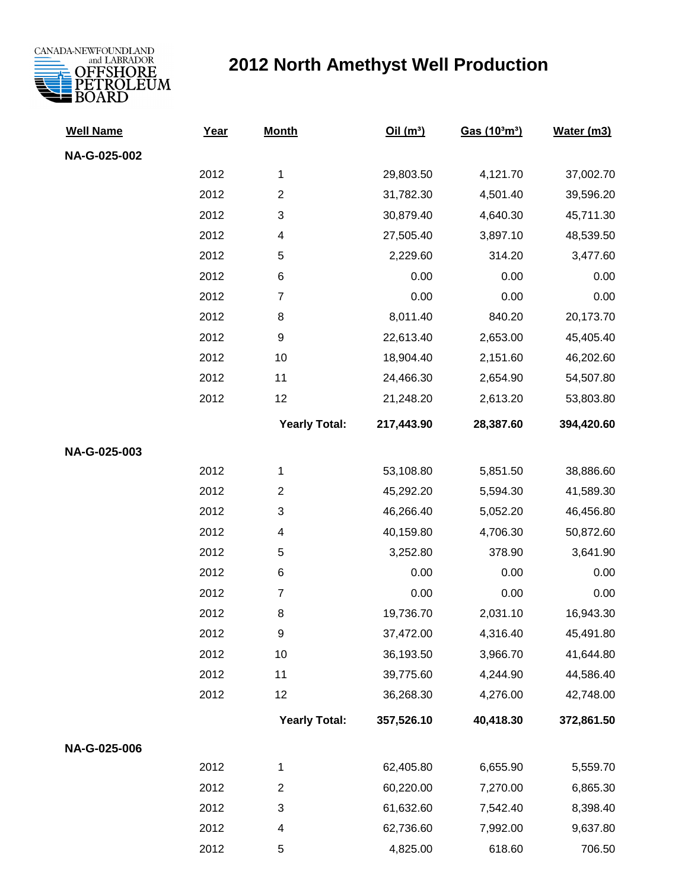CANADA-NEWFOUNDLAND and LABRADOR OFFSHORE PETROLEUM BOARD

# 2012 North Amethyst Well Production

| Well Name | Year | Month | Oil ($m^3$) | Gas ($10^3m^3$) | Water (m3) |
|---|---|---|---|---|---|
| **NA-G-025-002** | | | | | |
| | 2012 | 1 | 29,803.50 | 4,121.70 | 37,002.70 |
| | 2012 | 2 | 31,782.30 | 4,501.40 | 39,596.20 |
| | 2012 | 3 | 30,879.40 | 4,640.30 | 45,711.30 |
| | 2012 | 4 | 27,505.40 | 3,897.10 | 48,539.50 |
| | 2012 | 5 | 2,229.60 | 314.20 | 3,477.60 |
| | 2012 | 6 | 0.00 | 0.00 | 0.00 |
| | 2012 | 7 | 0.00 | 0.00 | 0.00 |
| | 2012 | 8 | 8,011.40 | 840.20 | 20,173.70 |
| | 2012 | 9 | 22,613.40 | 2,653.00 | 45,405.40 |
| | 2012 | 10 | 18,904.40 | 2,151.60 | 46,202.60 |
| | 2012 | 11 | 24,466.30 | 2,654.90 | 54,507.80 |
| | 2012 | 12 | 21,248.20 | 2,613.20 | 53,803.80 |
| | | **Yearly Total:** | **217,443.90** | **28,387.60** | **394,420.60** |
| **NA-G-025-003** | | | | | |
| | 2012 | 1 | 53,108.80 | 5,851.50 | 38,886.60 |
| | 2012 | 2 | 45,292.20 | 5,594.30 | 41,589.30 |
| | 2012 | 3 | 46,266.40 | 5,052.20 | 46,456.80 |
| | 2012 | 4 | 40,159.80 | 4,706.30 | 50,872.60 |
| | 2012 | 5 | 3,252.80 | 378.90 | 3,641.90 |
| | 2012 | 6 | 0.00 | 0.00 | 0.00 |
| | 2012 | 7 | 0.00 | 0.00 | 0.00 |
| | 2012 | 8 | 19,736.70 | 2,031.10 | 16,943.30 |
| | 2012 | 9 | 37,472.00 | 4,316.40 | 45,491.80 |
| | 2012 | 10 | 36,193.50 | 3,966.70 | 41,644.80 |
| | 2012 | 11 | 39,775.60 | 4,244.90 | 44,586.40 |
| | 2012 | 12 | 36,268.30 | 4,276.00 | 42,748.00 |
| | | **Yearly Total:** | **357,526.10** | **40,418.30** | **372,861.50** |
| **NA-G-025-006** | | | | | |
| | 2012 | 1 | 62,405.80 | 6,655.90 | 5,559.70 |
| | 2012 | 2 | 60,220.00 | 7,270.00 | 6,865.30 |
| | 2012 | 3 | 61,632.60 | 7,542.40 | 8,398.40 |
| | 2012 | 4 | 62,736.60 | 7,992.00 | 9,637.80 |
| | 2012 | 5 | 4,825.00 | 618.60 | 706.50 |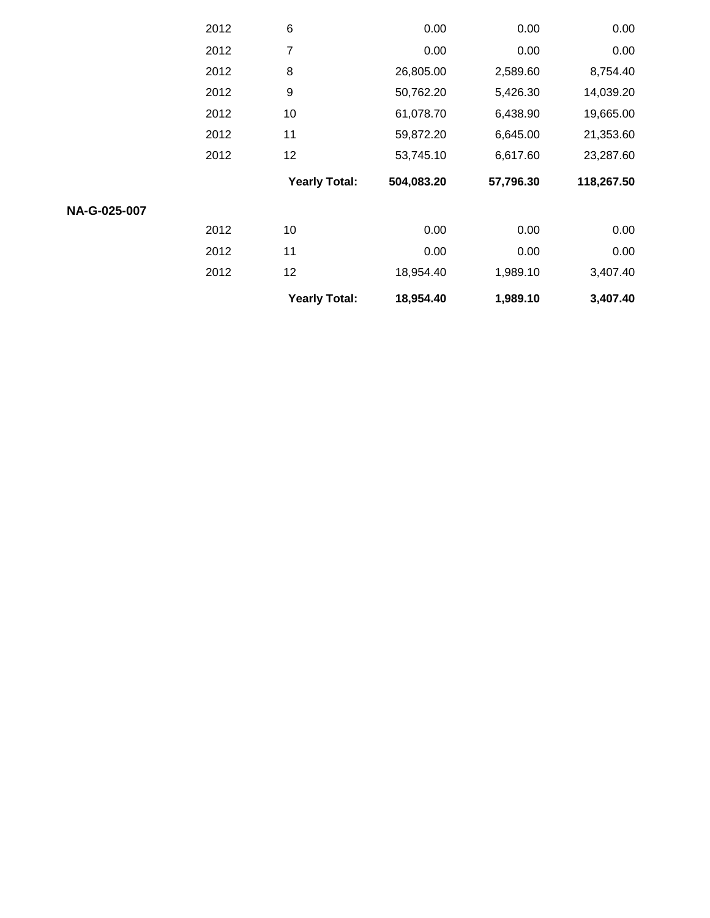| | | | | | |
|---|---|---|---|---|---|
| | 2012 | 6 | 0.00 | 0.00 | 0.00 |
| | 2012 | 7 | 0.00 | 0.00 | 0.00 |
| | 2012 | 8 | 26,805.00 | 2,589.60 | 8,754.40 |
| | 2012 | 9 | 50,762.20 | 5,426.30 | 14,039.20 |
| | 2012 | 10 | 61,078.70 | 6,438.90 | 19,665.00 |
| | 2012 | 11 | 59,872.20 | 6,645.00 | 21,353.60 |
| | 2012 | 12 | 53,745.10 | 6,617.60 | 23,287.60 |
| | | **Yearly Total:** | **504,083.20** | **57,796.30** | **118,267.50** |
| **NA-G-025-007** | | | | | |
| | 2012 | 10 | 0.00 | 0.00 | 0.00 |
| | 2012 | 11 | 0.00 | 0.00 | 0.00 |
| | 2012 | 12 | 18,954.40 | 1,989.10 | 3,407.40 |
| | | **Yearly Total:** | **18,954.40** | **1,989.10** | **3,407.40** |